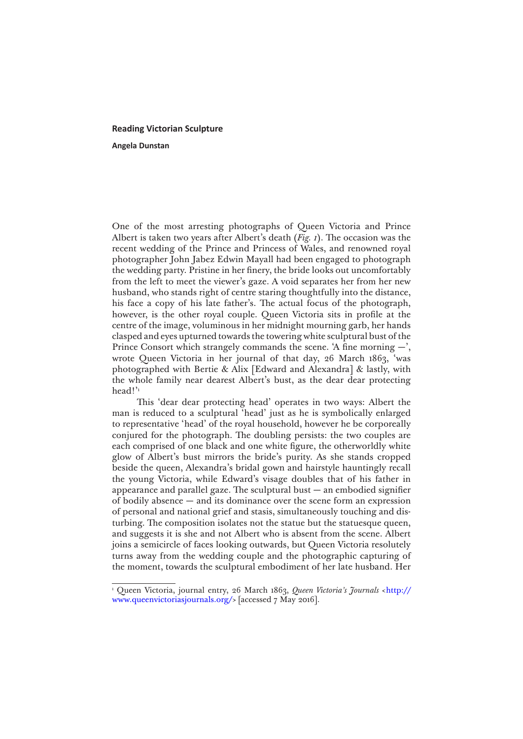# Reading Victorian Sculpture

**Angela Dunstan**

One of the most arresting photographs of Queen Victoria and Prince Albert is taken two years after Albert's death (*Fig. 1*). The occasion was the recent wedding of the Prince and Princess of Wales, and renowned royal photographer John Jabez Edwin Mayall had been engaged to photograph the wedding party. Pristine in her finery, the bride looks out uncomfortably from the left to meet the viewer's gaze. A void separates her from her new husband, who stands right of centre staring thoughtfully into the distance, his face a copy of his late father's. The actual focus of the photograph, however, is the other royal couple. Queen Victoria sits in profile at the centre of the image, voluminous in her midnight mourning garb, her hands clasped and eyes upturned towards the towering white sculptural bust of the Prince Consort which strangely commands the scene. 'A fine morning —', wrote Queen Victoria in her journal of that day, 26 March 1863, 'was photographed with Bertie & Alix [Edward and Alexandra] & lastly, with the whole family near dearest Albert's bust, as the dear dear protecting head!'[1]

This 'dear dear protecting head' operates in two ways: Albert the man is reduced to a sculptural 'head' just as he is symbolically enlarged to representative 'head' of the royal household, however he be corporeally conjured for the photograph. The doubling persists: the two couples are each comprised of one black and one white figure, the otherworldly white glow of Albert's bust mirrors the bride's purity. As she stands cropped beside the queen, Alexandra's bridal gown and hairstyle hauntingly recall the young Victoria, while Edward's visage doubles that of his father in appearance and parallel gaze. The sculptural bust — an embodied signifier of bodily absence — and its dominance over the scene form an expression of personal and national grief and stasis, simultaneously touching and disturbing. The composition isolates not the statue but the statuesque queen, and suggests it is she and not Albert who is absent from the scene. Albert joins a semicircle of faces looking outwards, but Queen Victoria resolutely turns away from the wedding couple and the photographic capturing of the moment, towards the sculptural embodiment of her late husband. Her

---

[1] Queen Victoria, journal entry, 26 March 1863, *Queen Victoria's Journals* <http://www.queenvictoriasjournals.org/> [accessed 7 May 2016].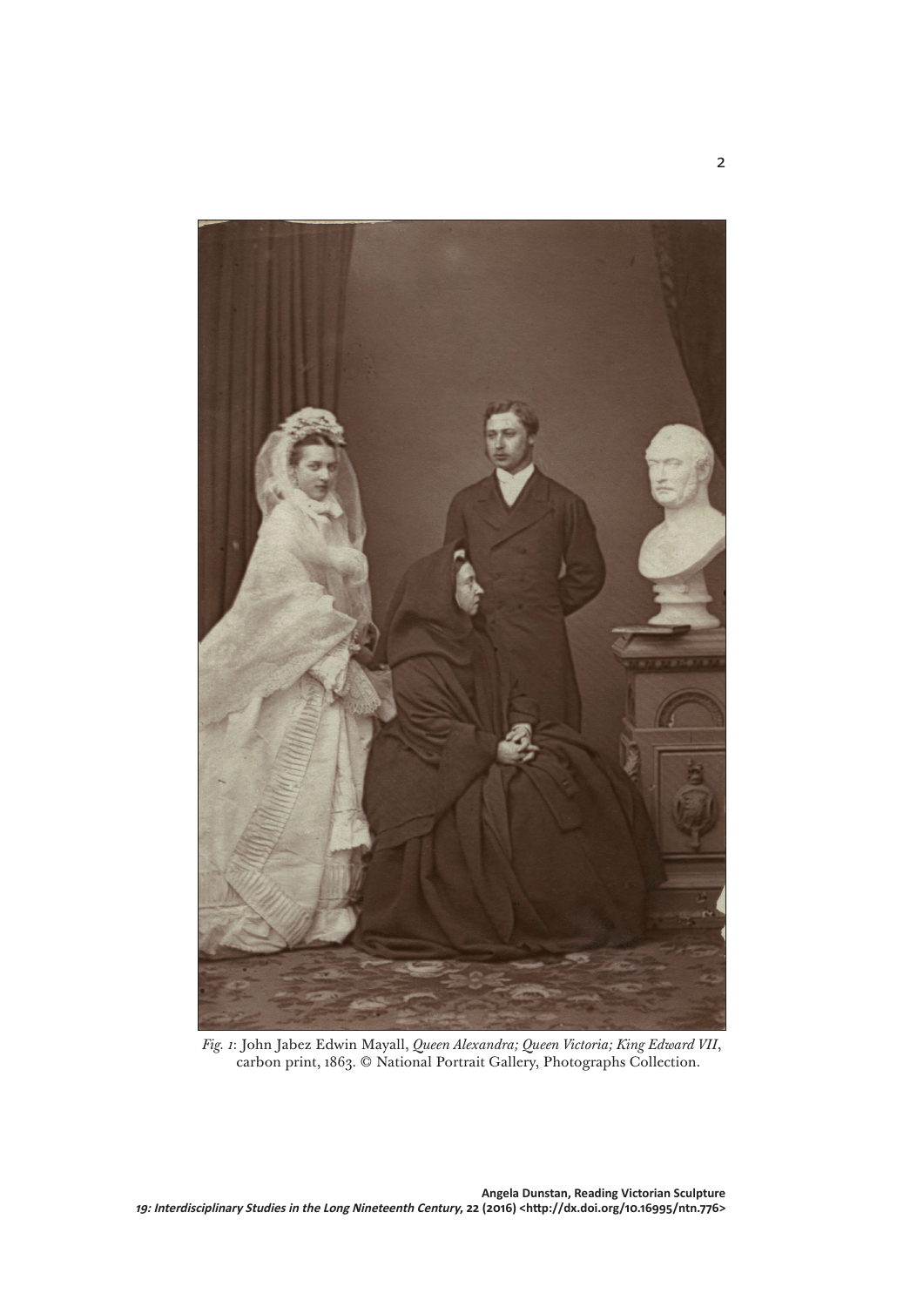*Fig. 1*: John Jabez Edwin Mayall, *Queen Alexandra; Queen Victoria; King Edward VII*, carbon print, 1863. © National Portrait Gallery, Photographs Collection.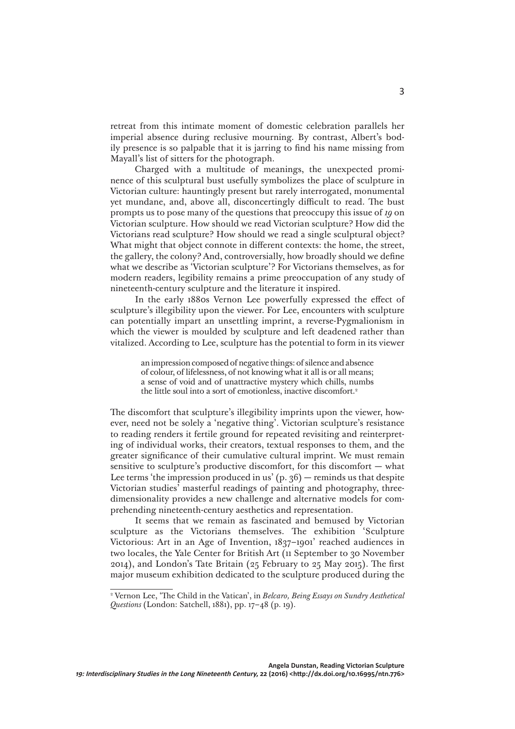retreat from this intimate moment of domestic celebration parallels her imperial absence during reclusive mourning. By contrast, Albert's bodily presence is so palpable that it is jarring to find his name missing from Mayall's list of sitters for the photograph.

Charged with a multitude of meanings, the unexpected prominence of this sculptural bust usefully symbolizes the place of sculpture in Victorian culture: hauntingly present but rarely interrogated, monumental yet mundane, and, above all, disconcertingly difficult to read. The bust prompts us to pose many of the questions that preoccupy this issue of *19* on Victorian sculpture. How should we read Victorian sculpture? How did the Victorians read sculpture? How should we read a single sculptural object? What might that object connote in different contexts: the home, the street, the gallery, the colony? And, controversially, how broadly should we define what we describe as 'Victorian sculpture'? For Victorians themselves, as for modern readers, legibility remains a prime preoccupation of any study of nineteenth-century sculpture and the literature it inspired.

In the early 1880s Vernon Lee powerfully expressed the effect of sculpture's illegibility upon the viewer. For Lee, encounters with sculpture can potentially impart an unsettling imprint, a reverse-Pygmalionism in which the viewer is moulded by sculpture and left deadened rather than vitalized. According to Lee, sculpture has the potential to form in its viewer

> an impression composed of negative things: of silence and absence of colour, of lifelessness, of not knowing what it all is or all means; a sense of void and of unattractive mystery which chills, numbs the little soul into a sort of emotionless, inactive discomfort.[2]

The discomfort that sculpture's illegibility imprints upon the viewer, however, need not be solely a 'negative thing'. Victorian sculpture's resistance to reading renders it fertile ground for repeated revisiting and reinterpreting of individual works, their creators, textual responses to them, and the greater significance of their cumulative cultural imprint. We must remain sensitive to sculpture's productive discomfort, for this discomfort — what Lee terms 'the impression produced in us' (p. 36) — reminds us that despite Victorian studies' masterful readings of painting and photography, three-dimensionality provides a new challenge and alternative models for comprehending nineteenth-century aesthetics and representation.

It seems that we remain as fascinated and bemused by Victorian sculpture as the Victorians themselves. The exhibition 'Sculpture Victorious: Art in an Age of Invention, 1837–1901' reached audiences in two locales, the Yale Center for British Art (11 September to 30 November 2014), and London's Tate Britain (25 February to 25 May 2015). The first major museum exhibition dedicated to the sculpture produced during the

---

[2] Vernon Lee, 'The Child in the Vatican', in *Belcaro, Being Essays on Sundry Aesthetical Questions* (London: Satchell, 1881), pp. 17–48 (p. 19).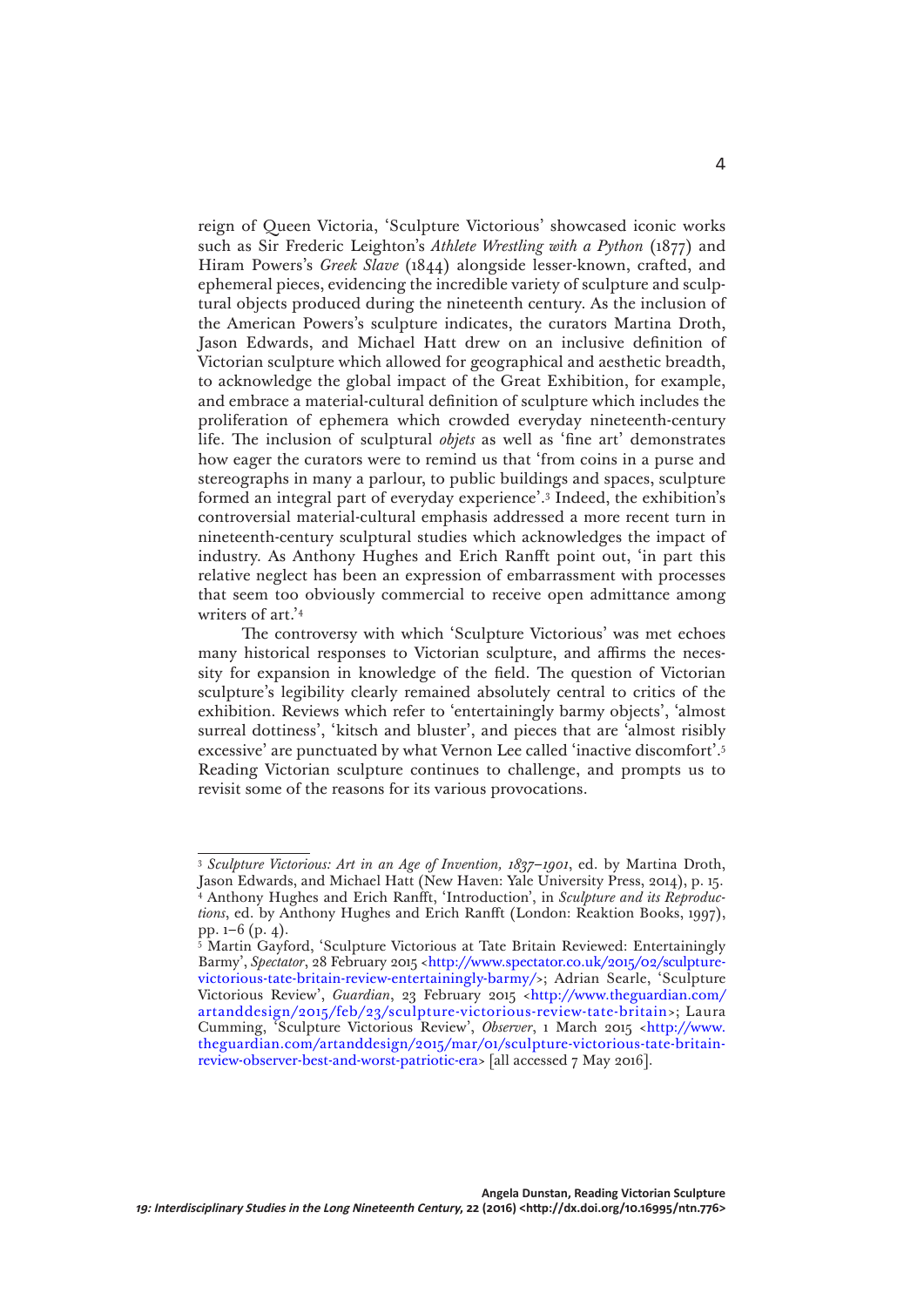reign of Queen Victoria, 'Sculpture Victorious' showcased iconic works such as Sir Frederic Leighton's *Athlete Wrestling with a Python* (1877) and Hiram Powers's *Greek Slave* (1844) alongside lesser-known, crafted, and ephemeral pieces, evidencing the incredible variety of sculpture and sculptural objects produced during the nineteenth century. As the inclusion of the American Powers's sculpture indicates, the curators Martina Droth, Jason Edwards, and Michael Hatt drew on an inclusive definition of Victorian sculpture which allowed for geographical and aesthetic breadth, to acknowledge the global impact of the Great Exhibition, for example, and embrace a material-cultural definition of sculpture which includes the proliferation of ephemera which crowded everyday nineteenth-century life. The inclusion of sculptural *objets* as well as 'fine art' demonstrates how eager the curators were to remind us that 'from coins in a purse and stereographs in many a parlour, to public buildings and spaces, sculpture formed an integral part of everyday experience'.[3] Indeed, the exhibition's controversial material-cultural emphasis addressed a more recent turn in nineteenth-century sculptural studies which acknowledges the impact of industry. As Anthony Hughes and Erich Ranfft point out, 'in part this relative neglect has been an expression of embarrassment with processes that seem too obviously commercial to receive open admittance among writers of art.'[4]

The controversy with which 'Sculpture Victorious' was met echoes many historical responses to Victorian sculpture, and affirms the necessity for expansion in knowledge of the field. The question of Victorian sculpture's legibility clearly remained absolutely central to critics of the exhibition. Reviews which refer to 'entertainingly barmy objects', 'almost surreal dottiness', 'kitsch and bluster', and pieces that are 'almost risibly excessive' are punctuated by what Vernon Lee called 'inactive discomfort'.[5] Reading Victorian sculpture continues to challenge, and prompts us to revisit some of the reasons for its various provocations.

---

[3] *Sculpture Victorious: Art in an Age of Invention, 1837–1901*, ed. by Martina Droth, Jason Edwards, and Michael Hatt (New Haven: Yale University Press, 2014), p. 15.

[4] Anthony Hughes and Erich Ranfft, 'Introduction', in *Sculpture and its Reproductions*, ed. by Anthony Hughes and Erich Ranfft (London: Reaktion Books, 1997), pp. 1–6 (p. 4).

[5] Martin Gayford, 'Sculpture Victorious at Tate Britain Reviewed: Entertainingly Barmy', *Spectator*, 28 February 2015 <http://www.spectator.co.uk/2015/02/sculpture-victorious-tate-britain-review-entertainingly-barmy/>; Adrian Searle, 'Sculpture Victorious Review', *Guardian*, 23 February 2015 <http://www.theguardian.com/artanddesign/2015/feb/23/sculpture-victorious-review-tate-britain>; Laura Cumming, 'Sculpture Victorious Review', *Observer*, 1 March 2015 <http://www.theguardian.com/artanddesign/2015/mar/01/sculpture-victorious-tate-britain-review-observer-best-and-worst-patriotic-era> [all accessed 7 May 2016].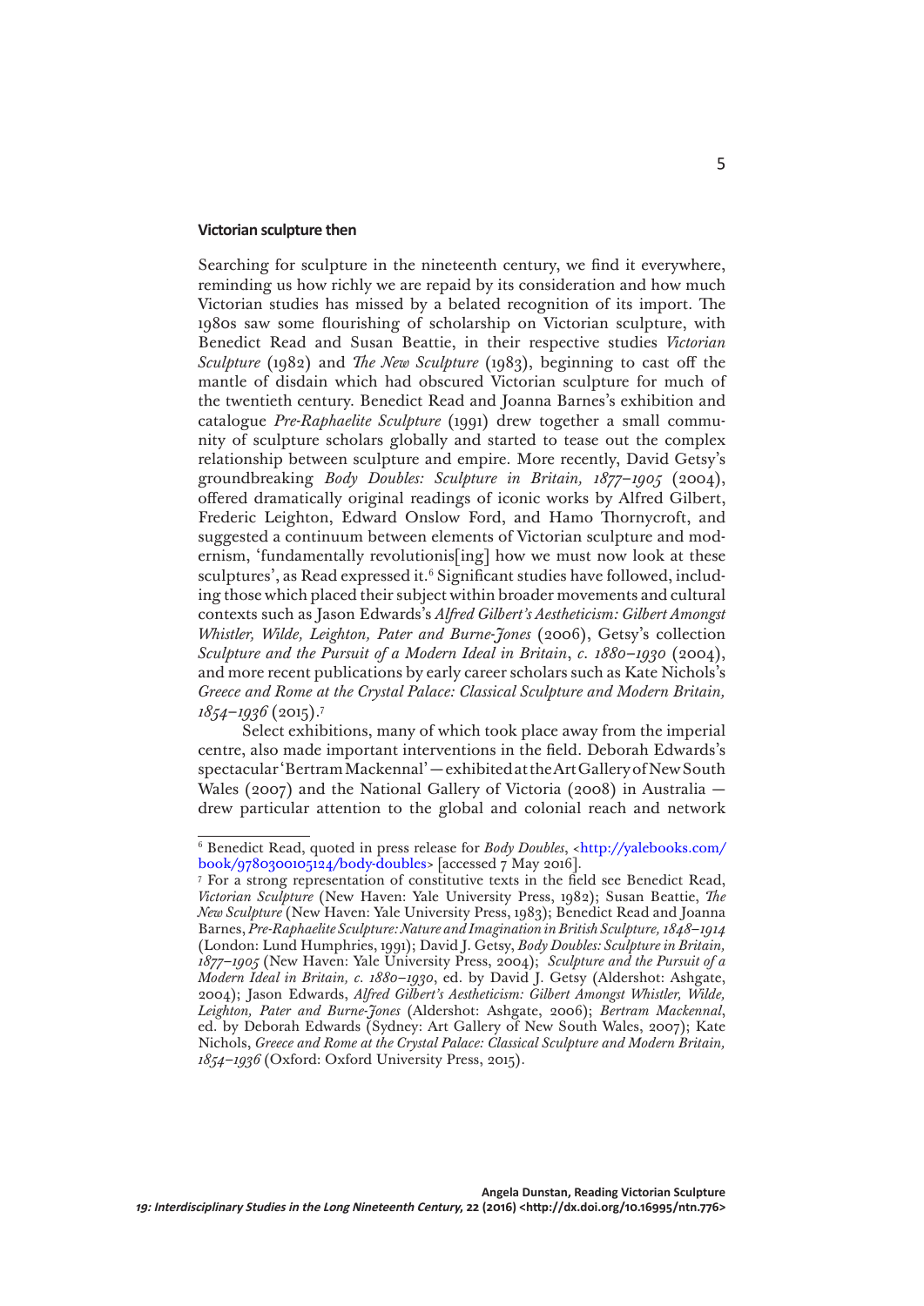### Victorian sculpture then

Searching for sculpture in the nineteenth century, we find it everywhere, reminding us how richly we are repaid by its consideration and how much Victorian studies has missed by a belated recognition of its import. The 1980s saw some flourishing of scholarship on Victorian sculpture, with Benedict Read and Susan Beattie, in their respective studies *Victorian Sculpture* (1982) and *The New Sculpture* (1983), beginning to cast off the mantle of disdain which had obscured Victorian sculpture for much of the twentieth century. Benedict Read and Joanna Barnes's exhibition and catalogue *Pre-Raphaelite Sculpture* (1991) drew together a small community of sculpture scholars globally and started to tease out the complex relationship between sculpture and empire. More recently, David Getsy's groundbreaking *Body Doubles: Sculpture in Britain, 1877–1905* (2004), offered dramatically original readings of iconic works by Alfred Gilbert, Frederic Leighton, Edward Onslow Ford, and Hamo Thornycroft, and suggested a continuum between elements of Victorian sculpture and modernism, 'fundamentally revolutionis[ing] how we must now look at these sculptures', as Read expressed it.[6] Significant studies have followed, including those which placed their subject within broader movements and cultural contexts such as Jason Edwards's *Alfred Gilbert's Aestheticism: Gilbert Amongst Whistler, Wilde, Leighton, Pater and Burne-Jones* (2006), Getsy's collection *Sculpture and the Pursuit of a Modern Ideal in Britain*, *c. 1880–1930* (2004), and more recent publications by early career scholars such as Kate Nichols's *Greece and Rome at the Crystal Palace: Classical Sculpture and Modern Britain, 1854–1936* (2015).[7]

Select exhibitions, many of which took place away from the imperial centre, also made important interventions in the field. Deborah Edwards's spectacular 'Bertram Mackennal' — exhibited at the Art Gallery of New South Wales (2007) and the National Gallery of Victoria (2008) in Australia — drew particular attention to the global and colonial reach and network

---

[6] Benedict Read, quoted in press release for *Body Doubles*, <http://yalebooks.com/book/9780300105124/body-doubles> [accessed 7 May 2016].

[7] For a strong representation of constitutive texts in the field see Benedict Read, *Victorian Sculpture* (New Haven: Yale University Press, 1982); Susan Beattie, *The New Sculpture* (New Haven: Yale University Press, 1983); Benedict Read and Joanna Barnes, *Pre-Raphaelite Sculpture: Nature and Imagination in British Sculpture, 1848–1914* (London: Lund Humphries, 1991); David J. Getsy, *Body Doubles: Sculpture in Britain, 1877–1905* (New Haven: Yale University Press, 2004); *Sculpture and the Pursuit of a Modern Ideal in Britain, c. 1880–1930*, ed. by David J. Getsy (Aldershot: Ashgate, 2004); Jason Edwards, *Alfred Gilbert's Aestheticism: Gilbert Amongst Whistler, Wilde, Leighton, Pater and Burne-Jones* (Aldershot: Ashgate, 2006); *Bertram Mackennal*, ed. by Deborah Edwards (Sydney: Art Gallery of New South Wales, 2007); Kate Nichols, *Greece and Rome at the Crystal Palace: Classical Sculpture and Modern Britain, 1854–1936* (Oxford: Oxford University Press, 2015).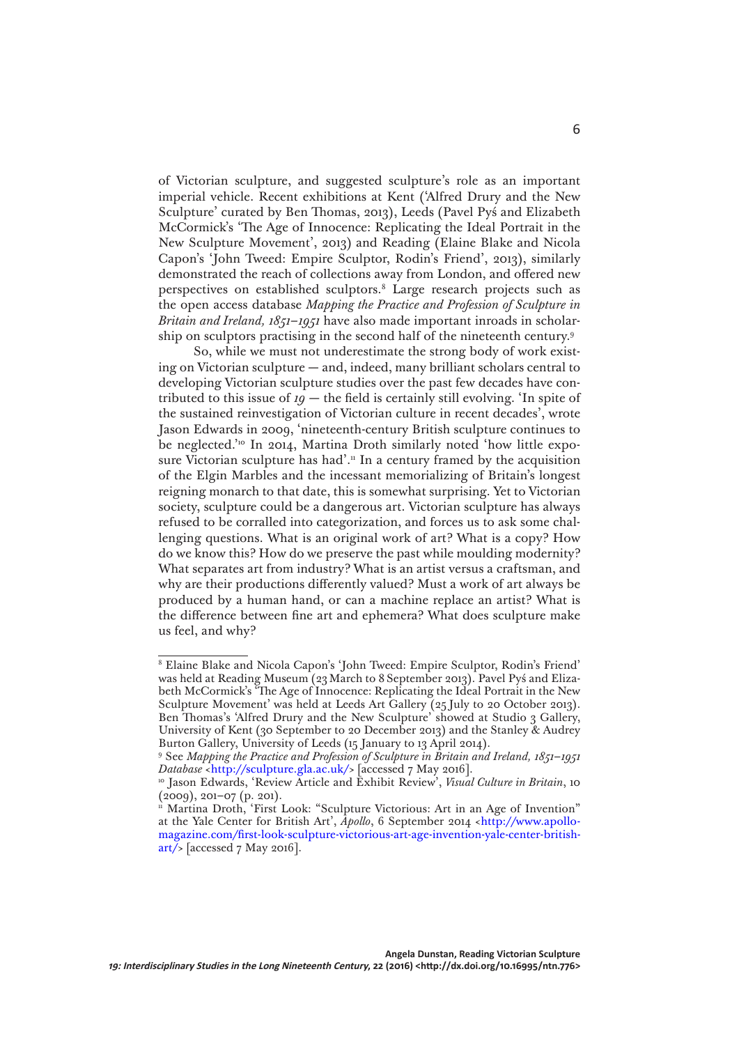of Victorian sculpture, and suggested sculpture's role as an important imperial vehicle. Recent exhibitions at Kent ('Alfred Drury and the New Sculpture' curated by Ben Thomas, 2013), Leeds (Pavel Pyś and Elizabeth McCormick's 'The Age of Innocence: Replicating the Ideal Portrait in the New Sculpture Movement', 2013) and Reading (Elaine Blake and Nicola Capon's 'John Tweed: Empire Sculptor, Rodin's Friend', 2013), similarly demonstrated the reach of collections away from London, and offered new perspectives on established sculptors.[8] Large research projects such as the open access database *Mapping the Practice and Profession of Sculpture in Britain and Ireland, 1851–1951* have also made important inroads in scholarship on sculptors practising in the second half of the nineteenth century.[9]

So, while we must not underestimate the strong body of work existing on Victorian sculpture — and, indeed, many brilliant scholars central to developing Victorian sculpture studies over the past few decades have contributed to this issue of *19* — the field is certainly still evolving. 'In spite of the sustained reinvestigation of Victorian culture in recent decades', wrote Jason Edwards in 2009, 'nineteenth-century British sculpture continues to be neglected.'[10] In 2014, Martina Droth similarly noted 'how little exposure Victorian sculpture has had'.[11] In a century framed by the acquisition of the Elgin Marbles and the incessant memorializing of Britain's longest reigning monarch to that date, this is somewhat surprising. Yet to Victorian society, sculpture could be a dangerous art. Victorian sculpture has always refused to be corralled into categorization, and forces us to ask some challenging questions. What is an original work of art? What is a copy? How do we know this? How do we preserve the past while moulding modernity? What separates art from industry? What is an artist versus a craftsman, and why are their productions differently valued? Must a work of art always be produced by a human hand, or can a machine replace an artist? What is the difference between fine art and ephemera? What does sculpture make us feel, and why?

---

[8] Elaine Blake and Nicola Capon's 'John Tweed: Empire Sculptor, Rodin's Friend' was held at Reading Museum (23 March to 8 September 2013). Pavel Pyś and Elizabeth McCormick's 'The Age of Innocence: Replicating the Ideal Portrait in the New Sculpture Movement' was held at Leeds Art Gallery (25 July to 20 October 2013). Ben Thomas's 'Alfred Drury and the New Sculpture' showed at Studio 3 Gallery, University of Kent (30 September to 20 December 2013) and the Stanley & Audrey Burton Gallery, University of Leeds (15 January to 13 April 2014).

[9] See *Mapping the Practice and Profession of Sculpture in Britain and Ireland, 1851–1951 Database* <http://sculpture.gla.ac.uk/> [accessed 7 May 2016].

[10] Jason Edwards, 'Review Article and Exhibit Review', *Visual Culture in Britain*, 10 (2009), 201–07 (p. 201).

[11] Martina Droth, 'First Look: "Sculpture Victorious: Art in an Age of Invention" at the Yale Center for British Art', *Apollo*, 6 September 2014 <http://www.apollo-magazine.com/first-look-sculpture-victorious-art-age-invention-yale-center-british-art/> [accessed 7 May 2016].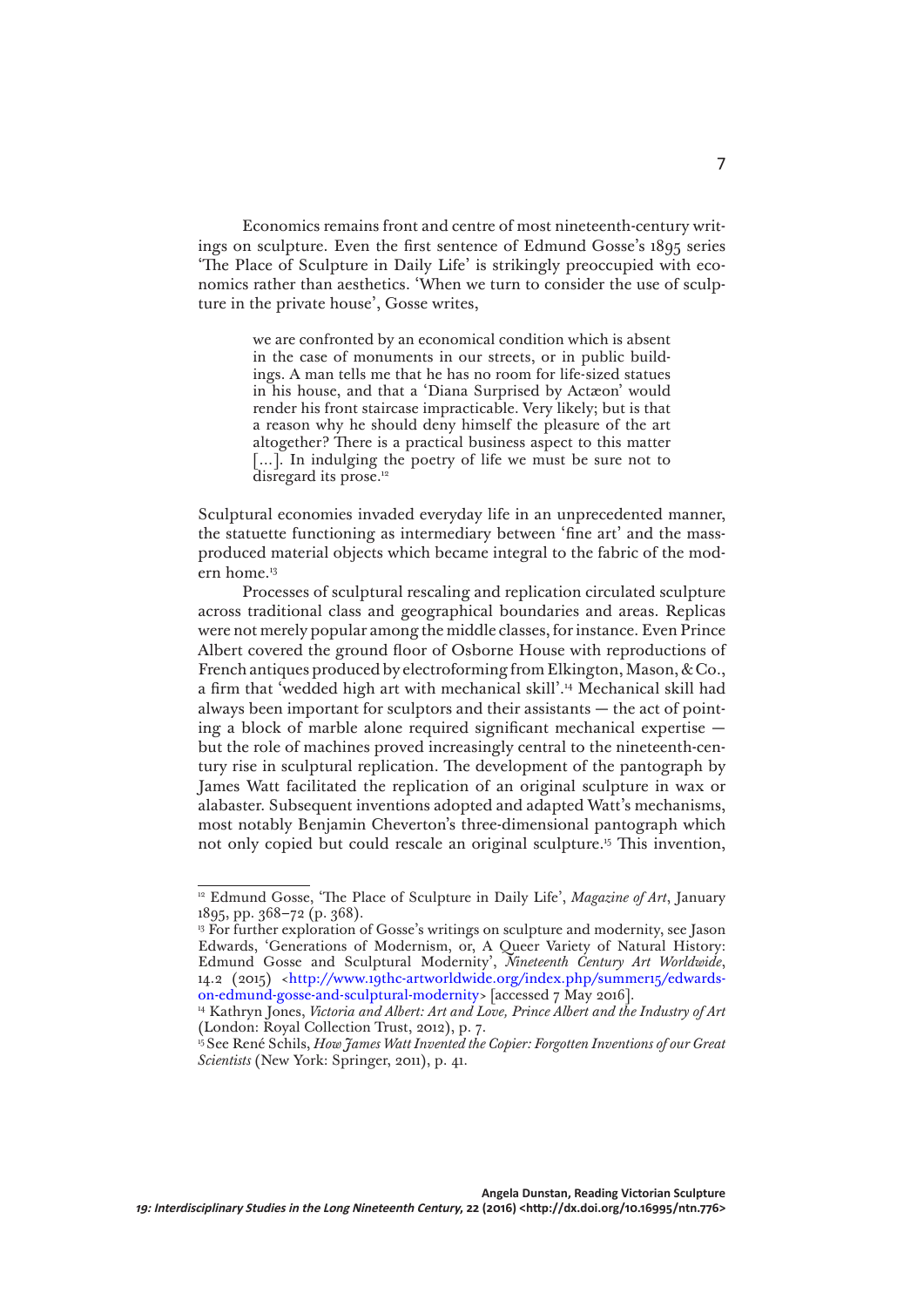Economics remains front and centre of most nineteenth-century writings on sculpture. Even the first sentence of Edmund Gosse's 1895 series 'The Place of Sculpture in Daily Life' is strikingly preoccupied with economics rather than aesthetics. 'When we turn to consider the use of sculpture in the private house', Gosse writes,

> we are confronted by an economical condition which is absent in the case of monuments in our streets, or in public buildings. A man tells me that he has no room for life-sized statues in his house, and that a 'Diana Surprised by Actæon' would render his front staircase impracticable. Very likely; but is that a reason why he should deny himself the pleasure of the art altogether? There is a practical business aspect to this matter [...]. In indulging the poetry of life we must be sure not to disregard its prose.[12]

Sculptural economies invaded everyday life in an unprecedented manner, the statuette functioning as intermediary between 'fine art' and the mass-produced material objects which became integral to the fabric of the modern home.[13]

Processes of sculptural rescaling and replication circulated sculpture across traditional class and geographical boundaries and areas. Replicas were not merely popular among the middle classes, for instance. Even Prince Albert covered the ground floor of Osborne House with reproductions of French antiques produced by electroforming from Elkington, Mason, & Co., a firm that 'wedded high art with mechanical skill'.[14] Mechanical skill had always been important for sculptors and their assistants — the act of pointing a block of marble alone required significant mechanical expertise — but the role of machines proved increasingly central to the nineteenth-century rise in sculptural replication. The development of the pantograph by James Watt facilitated the replication of an original sculpture in wax or alabaster. Subsequent inventions adopted and adapted Watt's mechanisms, most notably Benjamin Cheverton's three-dimensional pantograph which not only copied but could rescale an original sculpture.[15] This invention,

---

[12] Edmund Gosse, 'The Place of Sculpture in Daily Life', *Magazine of Art*, January 1895, pp. 368–72 (p. 368).

[13] For further exploration of Gosse's writings on sculpture and modernity, see Jason Edwards, 'Generations of Modernism, or, A Queer Variety of Natural History: Edmund Gosse and Sculptural Modernity', *Nineteenth Century Art Worldwide*, 14.2 (2015) <http://www.19thc-artworldwide.org/index.php/summer15/edwards-on-edmund-gosse-and-sculptural-modernity> [accessed 7 May 2016].

[14] Kathryn Jones, *Victoria and Albert: Art and Love, Prince Albert and the Industry of Art* (London: Royal Collection Trust, 2012), p. 7.

[15] See René Schils, *How James Watt Invented the Copier: Forgotten Inventions of our Great Scientists* (New York: Springer, 2011), p. 41.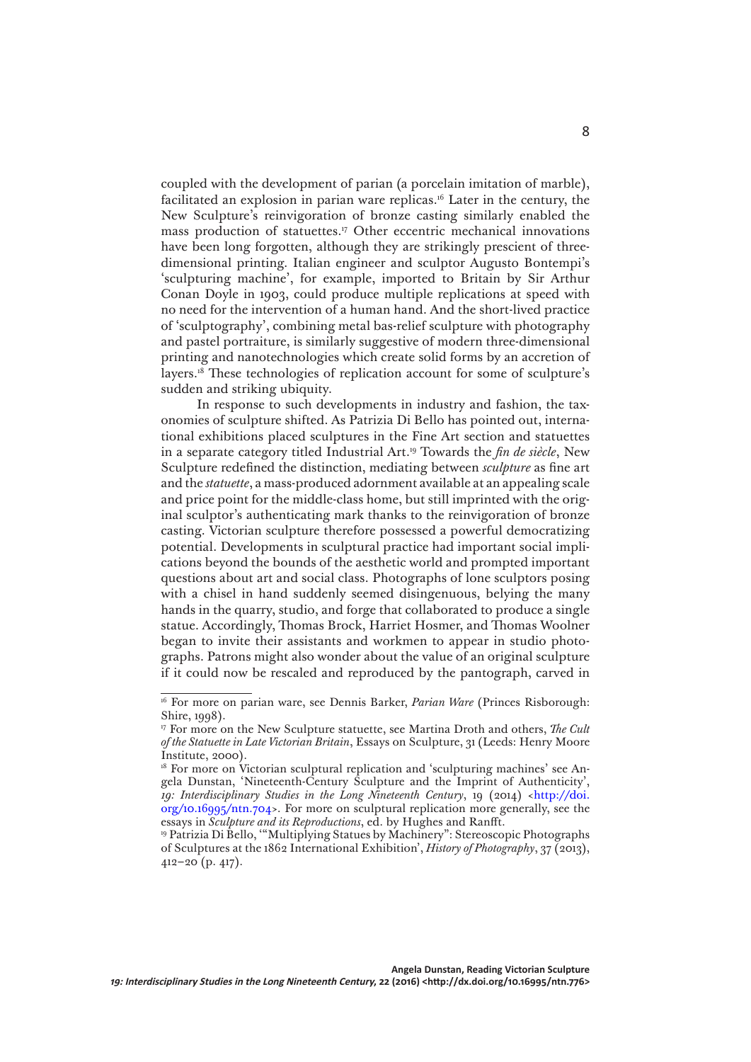coupled with the development of parian (a porcelain imitation of marble), facilitated an explosion in parian ware replicas.[16] Later in the century, the New Sculpture's reinvigoration of bronze casting similarly enabled the mass production of statuettes.[17] Other eccentric mechanical innovations have been long forgotten, although they are strikingly prescient of three-dimensional printing. Italian engineer and sculptor Augusto Bontempi's 'sculpturing machine', for example, imported to Britain by Sir Arthur Conan Doyle in 1903, could produce multiple replications at speed with no need for the intervention of a human hand. And the short-lived practice of 'sculptography', combining metal bas-relief sculpture with photography and pastel portraiture, is similarly suggestive of modern three-dimensional printing and nanotechnologies which create solid forms by an accretion of layers.[18] These technologies of replication account for some of sculpture's sudden and striking ubiquity.

In response to such developments in industry and fashion, the taxonomies of sculpture shifted. As Patrizia Di Bello has pointed out, international exhibitions placed sculptures in the Fine Art section and statuettes in a separate category titled Industrial Art.[19] Towards the *fin de siècle*, New Sculpture redefined the distinction, mediating between *sculpture* as fine art and the *statuette*, a mass-produced adornment available at an appealing scale and price point for the middle-class home, but still imprinted with the original sculptor's authenticating mark thanks to the reinvigoration of bronze casting. Victorian sculpture therefore possessed a powerful democratizing potential. Developments in sculptural practice had important social implications beyond the bounds of the aesthetic world and prompted important questions about art and social class. Photographs of lone sculptors posing with a chisel in hand suddenly seemed disingenuous, belying the many hands in the quarry, studio, and forge that collaborated to produce a single statue. Accordingly, Thomas Brock, Harriet Hosmer, and Thomas Woolner began to invite their assistants and workmen to appear in studio photographs. Patrons might also wonder about the value of an original sculpture if it could now be rescaled and reproduced by the pantograph, carved in

[16] For more on parian ware, see Dennis Barker, *Parian Ware* (Princes Risborough: Shire, 1998).

[17] For more on the New Sculpture statuette, see Martina Droth and others, *The Cult of the Statuette in Late Victorian Britain*, Essays on Sculpture, 31 (Leeds: Henry Moore Institute, 2000).

[18] For more on Victorian sculptural replication and 'sculpturing machines' see Angela Dunstan, 'Nineteenth-Century Sculpture and the Imprint of Authenticity', *19: Interdisciplinary Studies in the Long Nineteenth Century*, 19 (2014) <http://doi.org/10.16995/ntn.704>. For more on sculptural replication more generally, see the essays in *Sculpture and its Reproductions*, ed. by Hughes and Ranfft.

[19] Patrizia Di Bello, '"Multiplying Statues by Machinery": Stereoscopic Photographs of Sculptures at the 1862 International Exhibition', *History of Photography*, 37 (2013), 412–20 (p. 417).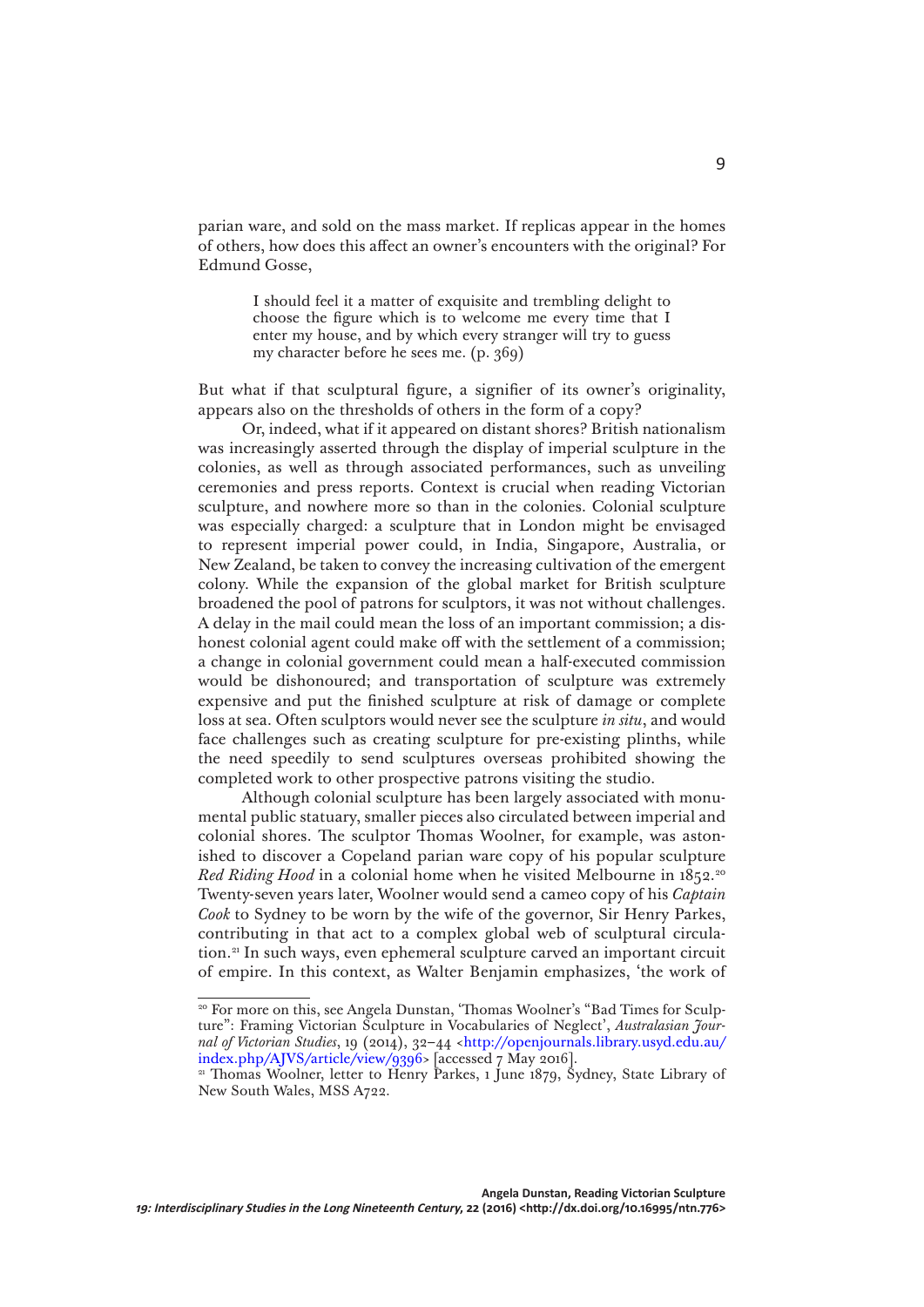parian ware, and sold on the mass market. If replicas appear in the homes of others, how does this affect an owner's encounters with the original? For Edmund Gosse,

> I should feel it a matter of exquisite and trembling delight to choose the figure which is to welcome me every time that I enter my house, and by which every stranger will try to guess my character before he sees me. (p. 369)

But what if that sculptural figure, a signifier of its owner's originality, appears also on the thresholds of others in the form of a copy?

Or, indeed, what if it appeared on distant shores? British nationalism was increasingly asserted through the display of imperial sculpture in the colonies, as well as through associated performances, such as unveiling ceremonies and press reports. Context is crucial when reading Victorian sculpture, and nowhere more so than in the colonies. Colonial sculpture was especially charged: a sculpture that in London might be envisaged to represent imperial power could, in India, Singapore, Australia, or New Zealand, be taken to convey the increasing cultivation of the emergent colony. While the expansion of the global market for British sculpture broadened the pool of patrons for sculptors, it was not without challenges. A delay in the mail could mean the loss of an important commission; a dishonest colonial agent could make off with the settlement of a commission; a change in colonial government could mean a half-executed commission would be dishonoured; and transportation of sculpture was extremely expensive and put the finished sculpture at risk of damage or complete loss at sea. Often sculptors would never see the sculpture *in situ*, and would face challenges such as creating sculpture for pre-existing plinths, while the need speedily to send sculptures overseas prohibited showing the completed work to other prospective patrons visiting the studio.

Although colonial sculpture has been largely associated with monumental public statuary, smaller pieces also circulated between imperial and colonial shores. The sculptor Thomas Woolner, for example, was astonished to discover a Copeland parian ware copy of his popular sculpture *Red Riding Hood* in a colonial home when he visited Melbourne in 1852.[20] Twenty-seven years later, Woolner would send a cameo copy of his *Captain Cook* to Sydney to be worn by the wife of the governor, Sir Henry Parkes, contributing in that act to a complex global web of sculptural circulation.[21] In such ways, even ephemeral sculpture carved an important circuit of empire. In this context, as Walter Benjamin emphasizes, 'the work of

---

[20] For more on this, see Angela Dunstan, 'Thomas Woolner's "Bad Times for Sculpture": Framing Victorian Sculpture in Vocabularies of Neglect', *Australasian Journal of Victorian Studies*, 19 (2014), 32–44 <http://openjournals.library.usyd.edu.au/index.php/AJVS/article/view/9396> [accessed 7 May 2016].

[21] Thomas Woolner, letter to Henry Parkes, 1 June 1879, Sydney, State Library of New South Wales, MSS A722.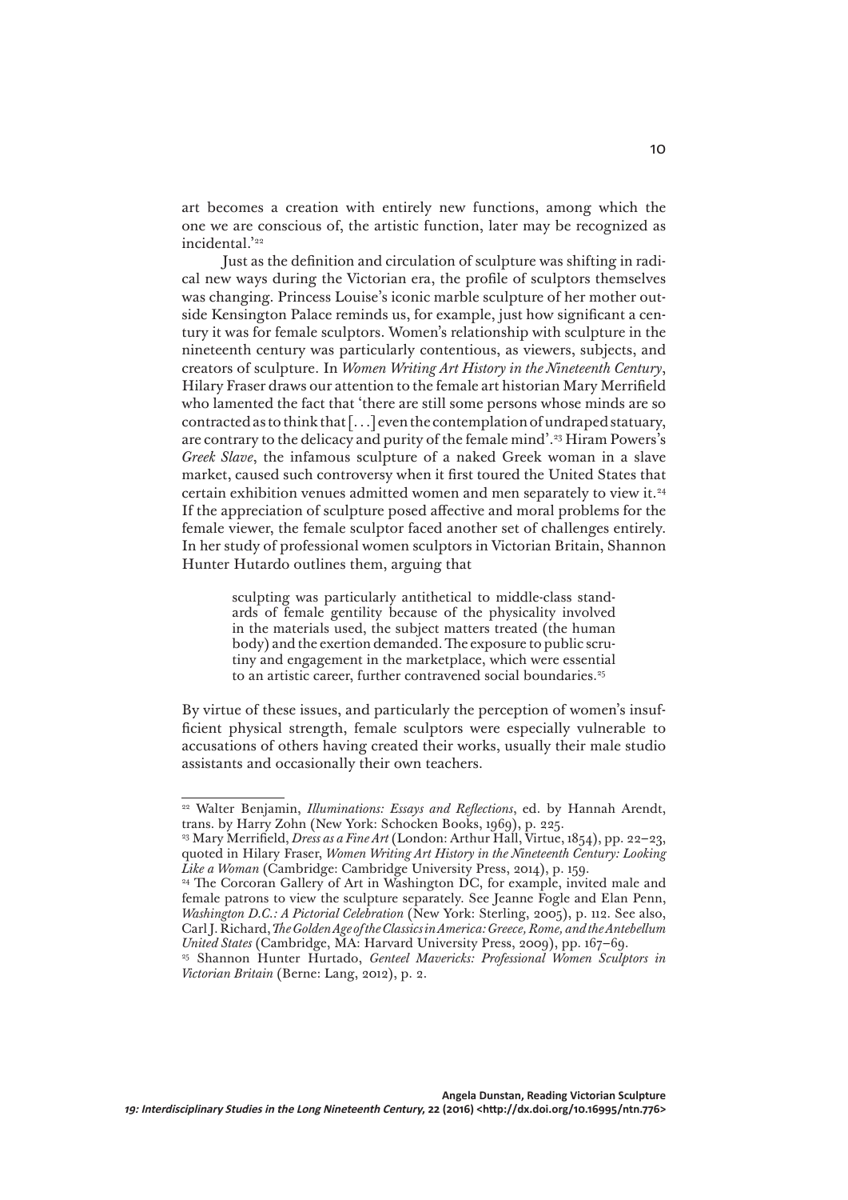art becomes a creation with entirely new functions, among which the one we are conscious of, the artistic function, later may be recognized as incidental.'[22]

Just as the definition and circulation of sculpture was shifting in radical new ways during the Victorian era, the profile of sculptors themselves was changing. Princess Louise's iconic marble sculpture of her mother outside Kensington Palace reminds us, for example, just how significant a century it was for female sculptors. Women's relationship with sculpture in the nineteenth century was particularly contentious, as viewers, subjects, and creators of sculpture. In *Women Writing Art History in the Nineteenth Century*, Hilary Fraser draws our attention to the female art historian Mary Merrifield who lamented the fact that 'there are still some persons whose minds are so contracted as to think that [. . .] even the contemplation of undraped statuary, are contrary to the delicacy and purity of the female mind'.[23] Hiram Powers's *Greek Slave*, the infamous sculpture of a naked Greek woman in a slave market, caused such controversy when it first toured the United States that certain exhibition venues admitted women and men separately to view it.[24] If the appreciation of sculpture posed affective and moral problems for the female viewer, the female sculptor faced another set of challenges entirely. In her study of professional women sculptors in Victorian Britain, Shannon Hunter Hutardo outlines them, arguing that

> sculpting was particularly antithetical to middle-class standards of female gentility because of the physicality involved in the materials used, the subject matters treated (the human body) and the exertion demanded. The exposure to public scrutiny and engagement in the marketplace, which were essential to an artistic career, further contravened social boundaries.[25]

By virtue of these issues, and particularly the perception of women's insufficient physical strength, female sculptors were especially vulnerable to accusations of others having created their works, usually their male studio assistants and occasionally their own teachers.

---

[22] Walter Benjamin, *Illuminations: Essays and Reflections*, ed. by Hannah Arendt, trans. by Harry Zohn (New York: Schocken Books, 1969), p. 225.

[23] Mary Merrifield, *Dress as a Fine Art* (London: Arthur Hall, Virtue, 1854), pp. 22–23, quoted in Hilary Fraser, *Women Writing Art History in the Nineteenth Century: Looking Like a Woman* (Cambridge: Cambridge University Press, 2014), p. 159.

[24] The Corcoran Gallery of Art in Washington DC, for example, invited male and female patrons to view the sculpture separately. See Jeanne Fogle and Elan Penn, *Washington D.C.: A Pictorial Celebration* (New York: Sterling, 2005), p. 112. See also, Carl J. Richard, *The Golden Age of the Classics in America: Greece, Rome, and the Antebellum United States* (Cambridge, MA: Harvard University Press, 2009), pp. 167–69.

[25] Shannon Hunter Hurtado, *Genteel Mavericks: Professional Women Sculptors in Victorian Britain* (Berne: Lang, 2012), p. 2.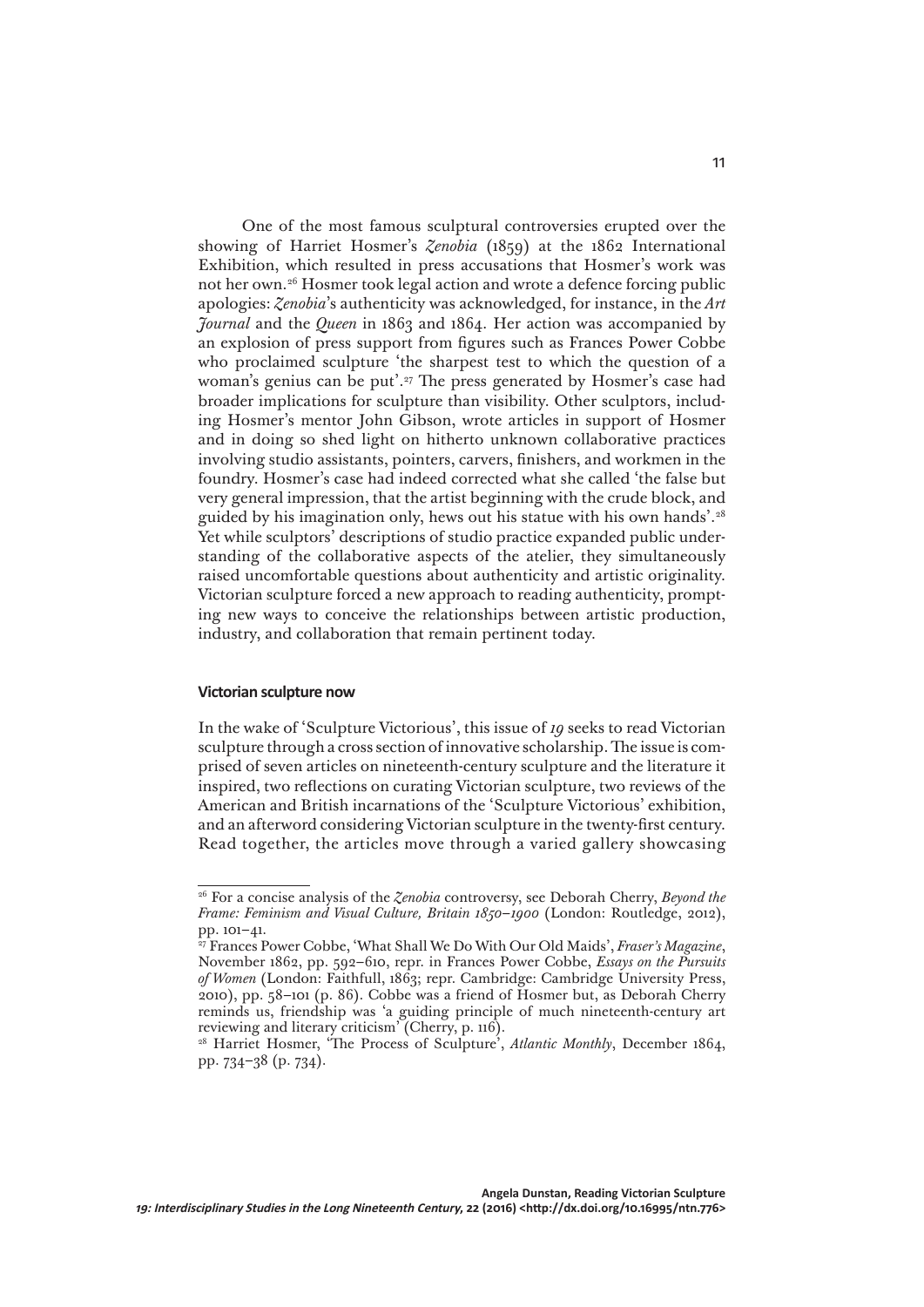One of the most famous sculptural controversies erupted over the showing of Harriet Hosmer's *Zenobia* (1859) at the 1862 International Exhibition, which resulted in press accusations that Hosmer's work was not her own.[26] Hosmer took legal action and wrote a defence forcing public apologies: *Zenobia*'s authenticity was acknowledged, for instance, in the *Art Journal* and the *Queen* in 1863 and 1864. Her action was accompanied by an explosion of press support from figures such as Frances Power Cobbe who proclaimed sculpture 'the sharpest test to which the question of a woman's genius can be put'.[27] The press generated by Hosmer's case had broader implications for sculpture than visibility. Other sculptors, including Hosmer's mentor John Gibson, wrote articles in support of Hosmer and in doing so shed light on hitherto unknown collaborative practices involving studio assistants, pointers, carvers, finishers, and workmen in the foundry. Hosmer's case had indeed corrected what she called 'the false but very general impression, that the artist beginning with the crude block, and guided by his imagination only, hews out his statue with his own hands'.[28] Yet while sculptors' descriptions of studio practice expanded public understanding of the collaborative aspects of the atelier, they simultaneously raised uncomfortable questions about authenticity and artistic originality. Victorian sculpture forced a new approach to reading authenticity, prompting new ways to conceive the relationships between artistic production, industry, and collaboration that remain pertinent today.

## Victorian sculpture now

In the wake of 'Sculpture Victorious', this issue of *19* seeks to read Victorian sculpture through a cross section of innovative scholarship. The issue is comprised of seven articles on nineteenth-century sculpture and the literature it inspired, two reflections on curating Victorian sculpture, two reviews of the American and British incarnations of the 'Sculpture Victorious' exhibition, and an afterword considering Victorian sculpture in the twenty-first century. Read together, the articles move through a varied gallery showcasing

---

[26] For a concise analysis of the *Zenobia* controversy, see Deborah Cherry, *Beyond the Frame: Feminism and Visual Culture, Britain 1850–1900* (London: Routledge, 2012), pp. 101–41.

[27] Frances Power Cobbe, 'What Shall We Do With Our Old Maids', *Fraser's Magazine*, November 1862, pp. 592–610, repr. in Frances Power Cobbe, *Essays on the Pursuits of Women* (London: Faithfull, 1863; repr. Cambridge: Cambridge University Press, 2010), pp. 58–101 (p. 86). Cobbe was a friend of Hosmer but, as Deborah Cherry reminds us, friendship was 'a guiding principle of much nineteenth-century art reviewing and literary criticism' (Cherry, p. 116).

[28] Harriet Hosmer, 'The Process of Sculpture', *Atlantic Monthly*, December 1864, pp. 734–38 (p. 734).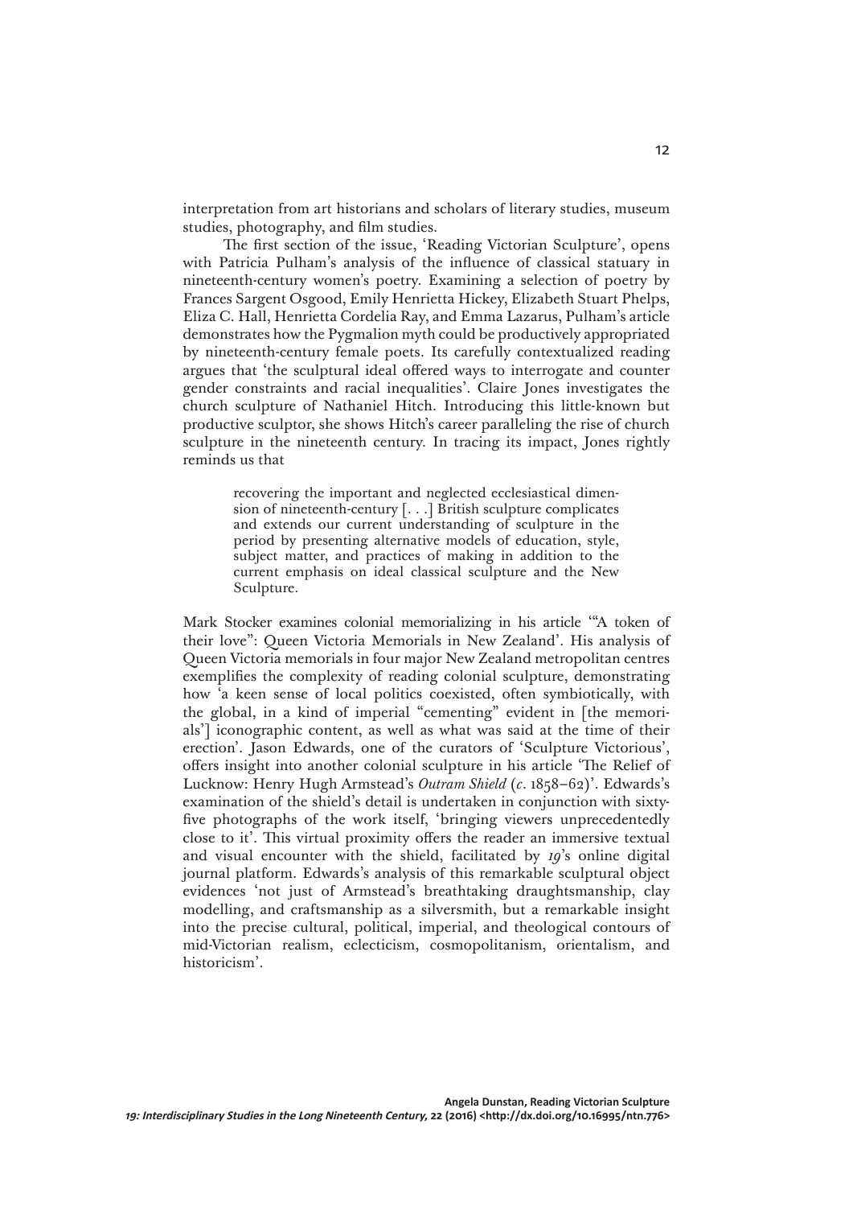interpretation from art historians and scholars of literary studies, museum studies, photography, and film studies.

The first section of the issue, 'Reading Victorian Sculpture', opens with Patricia Pulham's analysis of the influence of classical statuary in nineteenth-century women's poetry. Examining a selection of poetry by Frances Sargent Osgood, Emily Henrietta Hickey, Elizabeth Stuart Phelps, Eliza C. Hall, Henrietta Cordelia Ray, and Emma Lazarus, Pulham's article demonstrates how the Pygmalion myth could be productively appropriated by nineteenth-century female poets. Its carefully contextualized reading argues that 'the sculptural ideal offered ways to interrogate and counter gender constraints and racial inequalities'. Claire Jones investigates the church sculpture of Nathaniel Hitch. Introducing this little-known but productive sculptor, she shows Hitch's career paralleling the rise of church sculpture in the nineteenth century. In tracing its impact, Jones rightly reminds us that

> recovering the important and neglected ecclesiastical dimension of nineteenth-century [. . .] British sculpture complicates and extends our current understanding of sculpture in the period by presenting alternative models of education, style, subject matter, and practices of making in addition to the current emphasis on ideal classical sculpture and the New Sculpture.

Mark Stocker examines colonial memorializing in his article '"A token of their love": Queen Victoria Memorials in New Zealand'. His analysis of Queen Victoria memorials in four major New Zealand metropolitan centres exemplifies the complexity of reading colonial sculpture, demonstrating how 'a keen sense of local politics coexisted, often symbiotically, with the global, in a kind of imperial "cementing" evident in [the memorials'] iconographic content, as well as what was said at the time of their erection'. Jason Edwards, one of the curators of 'Sculpture Victorious', offers insight into another colonial sculpture in his article 'The Relief of Lucknow: Henry Hugh Armstead's *Outram Shield* (*c*. 1858–62)'. Edwards's examination of the shield's detail is undertaken in conjunction with sixty-five photographs of the work itself, 'bringing viewers unprecedentedly close to it'. This virtual proximity offers the reader an immersive textual and visual encounter with the shield, facilitated by *19*'s online digital journal platform. Edwards's analysis of this remarkable sculptural object evidences 'not just of Armstead's breathtaking draughtsmanship, clay modelling, and craftsmanship as a silversmith, but a remarkable insight into the precise cultural, political, imperial, and theological contours of mid-Victorian realism, eclecticism, cosmopolitanism, orientalism, and historicism'.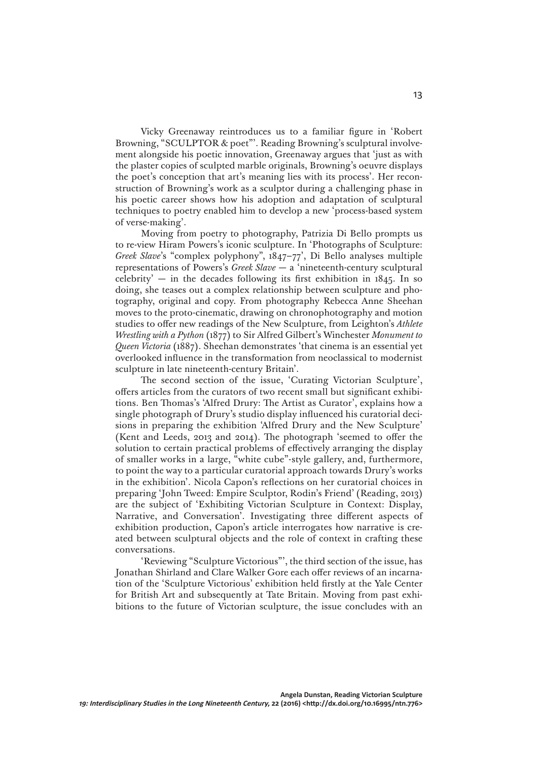Vicky Greenaway reintroduces us to a familiar figure in 'Robert Browning, "SCULPTOR & poet"'. Reading Browning's sculptural involvement alongside his poetic innovation, Greenaway argues that 'just as with the plaster copies of sculpted marble originals, Browning's oeuvre displays the poet's conception that art's meaning lies with its process'. Her reconstruction of Browning's work as a sculptor during a challenging phase in his poetic career shows how his adoption and adaptation of sculptural techniques to poetry enabled him to develop a new 'process-based system of verse-making'.

Moving from poetry to photography, Patrizia Di Bello prompts us to re-view Hiram Powers's iconic sculpture. In 'Photographs of Sculpture: *Greek Slave*'s "complex polyphony", 1847–77', Di Bello analyses multiple representations of Powers's *Greek Slave* — a 'nineteenth-century sculptural celebrity' — in the decades following its first exhibition in 1845. In so doing, she teases out a complex relationship between sculpture and photography, original and copy. From photography Rebecca Anne Sheehan moves to the proto-cinematic, drawing on chronophotography and motion studies to offer new readings of the New Sculpture, from Leighton's *Athlete Wrestling with a Python* (1877) to Sir Alfred Gilbert's Winchester *Monument to Queen Victoria* (1887). Sheehan demonstrates 'that cinema is an essential yet overlooked influence in the transformation from neoclassical to modernist sculpture in late nineteenth-century Britain'.

The second section of the issue, 'Curating Victorian Sculpture', offers articles from the curators of two recent small but significant exhibitions. Ben Thomas's 'Alfred Drury: The Artist as Curator', explains how a single photograph of Drury's studio display influenced his curatorial decisions in preparing the exhibition 'Alfred Drury and the New Sculpture' (Kent and Leeds, 2013 and 2014). The photograph 'seemed to offer the solution to certain practical problems of effectively arranging the display of smaller works in a large, "white cube"-style gallery, and, furthermore, to point the way to a particular curatorial approach towards Drury's works in the exhibition'. Nicola Capon's reflections on her curatorial choices in preparing 'John Tweed: Empire Sculptor, Rodin's Friend' (Reading, 2013) are the subject of 'Exhibiting Victorian Sculpture in Context: Display, Narrative, and Conversation'. Investigating three different aspects of exhibition production, Capon's article interrogates how narrative is created between sculptural objects and the role of context in crafting these conversations.

'Reviewing "Sculpture Victorious"', the third section of the issue, has Jonathan Shirland and Clare Walker Gore each offer reviews of an incarnation of the 'Sculpture Victorious' exhibition held firstly at the Yale Center for British Art and subsequently at Tate Britain. Moving from past exhibitions to the future of Victorian sculpture, the issue concludes with an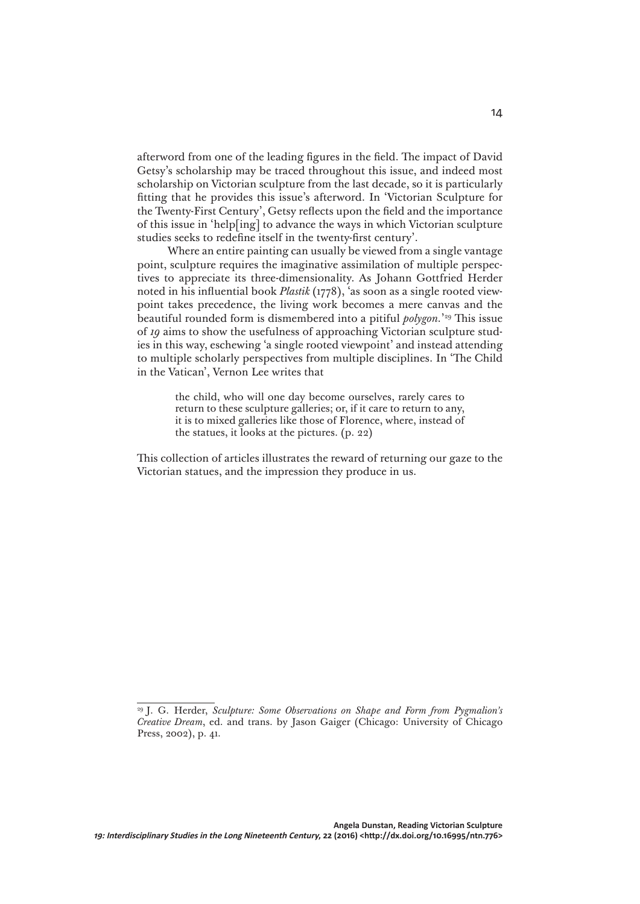afterword from one of the leading figures in the field. The impact of David Getsy's scholarship may be traced throughout this issue, and indeed most scholarship on Victorian sculpture from the last decade, so it is particularly fitting that he provides this issue's afterword. In 'Victorian Sculpture for the Twenty-First Century', Getsy reflects upon the field and the importance of this issue in 'help[ing] to advance the ways in which Victorian sculpture studies seeks to redefine itself in the twenty-first century'.

Where an entire painting can usually be viewed from a single vantage point, sculpture requires the imaginative assimilation of multiple perspectives to appreciate its three-dimensionality. As Johann Gottfried Herder noted in his influential book *Plastik* (1778), 'as soon as a single rooted viewpoint takes precedence, the living work becomes a mere canvas and the beautiful rounded form is dismembered into a pitiful *polygon*.'[29] This issue of *19* aims to show the usefulness of approaching Victorian sculpture studies in this way, eschewing 'a single rooted viewpoint' and instead attending to multiple scholarly perspectives from multiple disciplines. In 'The Child in the Vatican', Vernon Lee writes that

> the child, who will one day become ourselves, rarely cares to return to these sculpture galleries; or, if it care to return to any, it is to mixed galleries like those of Florence, where, instead of the statues, it looks at the pictures. (p. 22)

This collection of articles illustrates the reward of returning our gaze to the Victorian statues, and the impression they produce in us.

---

[29] J. G. Herder, *Sculpture: Some Observations on Shape and Form from Pygmalion's Creative Dream*, ed. and trans. by Jason Gaiger (Chicago: University of Chicago Press, 2002), p. 41.